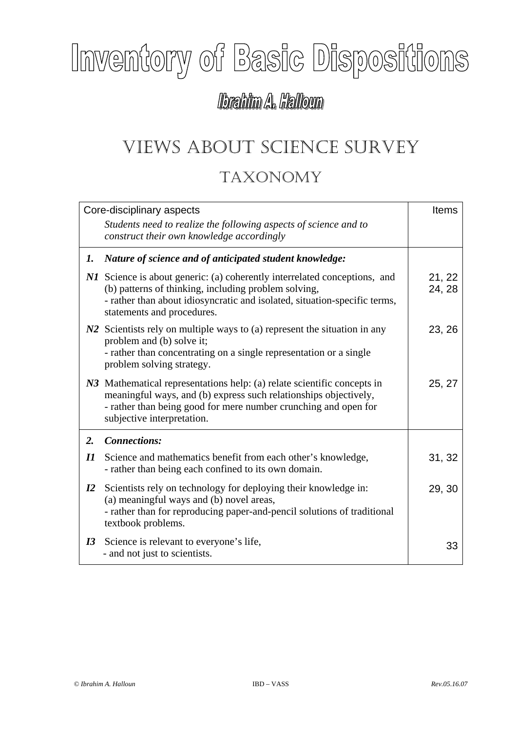# Inventory of Basic Dispositions

## Ibrahim A. Halloun

# VIEWS ABOUT SCIENCE SURVEY

## TAXONOMY

| Core-disciplinary aspects<br>*Students need to realize the following aspects of science and to construct their own knowledge accordingly* | Items |
|---|---|
| ***1. Nature of science and of anticipated student knowledge:*** | |
| ***N1*** Science is about generic: (a) coherently interrelated conceptions, and (b) patterns of thinking, including problem solving,<br>- rather than about idiosyncratic and isolated, situation-specific terms, statements and procedures. | 21, 22<br>24, 28 |
| ***N2*** Scientists rely on multiple ways to (a) represent the situation in any problem and (b) solve it;<br>- rather than concentrating on a single representation or a single problem solving strategy. | 23, 26 |
| ***N3*** Mathematical representations help: (a) relate scientific concepts in meaningful ways, and (b) express such relationships objectively,<br>- rather than being good for mere number crunching and open for subjective interpretation. | 25, 27 |
| ***2. Connections:*** | |
| ***I1*** Science and mathematics benefit from each other's knowledge,<br>- rather than being each confined to its own domain. | 31, 32 |
| ***I2*** Scientists rely on technology for deploying their knowledge in: (a) meaningful ways and (b) novel areas,<br>- rather than for reproducing paper-and-pencil solutions of traditional textbook problems. | 29, 30 |
| ***I3*** Science is relevant to everyone's life,<br>- and not just to scientists. | 33 |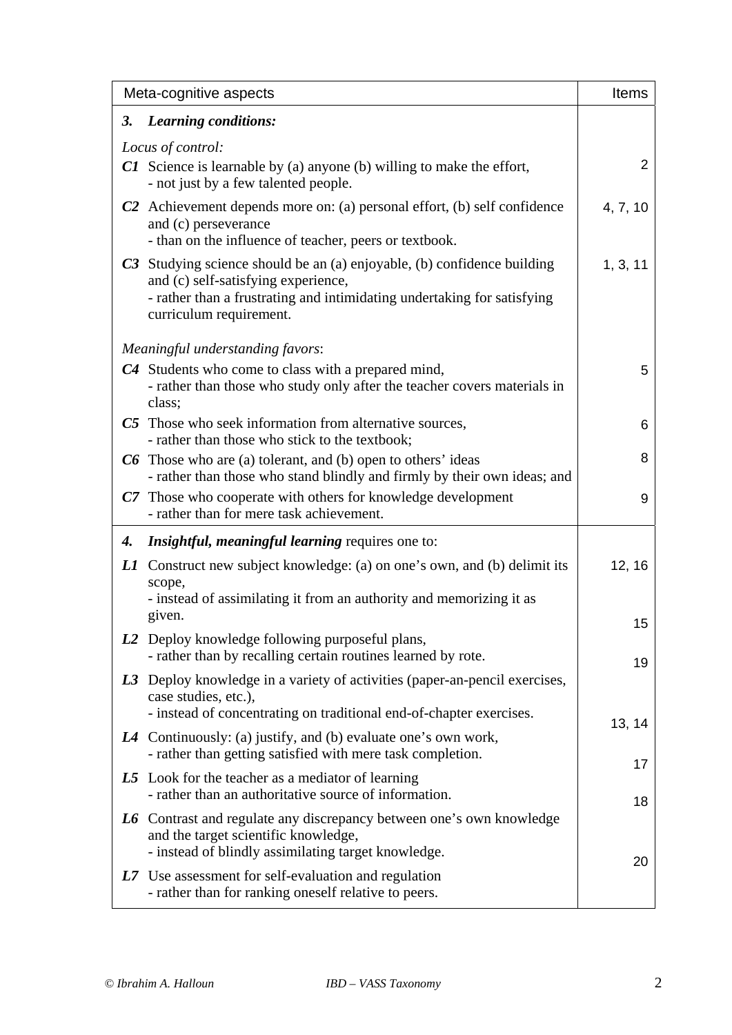| Meta-cognitive aspects | Items |
|---|---|
| ***3. Learning conditions:*** | |
| *Locus of control:* | |
| ***C1*** Science is learnable by (a) anyone (b) willing to make the effort, - not just by a few talented people. | 2 |
| ***C2*** Achievement depends more on: (a) personal effort, (b) self confidence and (c) perseverance - than on the influence of teacher, peers or textbook. | 4, 7, 10 |
| ***C3*** Studying science should be an (a) enjoyable, (b) confidence building and (c) self-satisfying experience, - rather than a frustrating and intimidating undertaking for satisfying curriculum requirement. | 1, 3, 11 |
| *Meaningful understanding favors*: | |
| ***C4*** Students who come to class with a prepared mind, - rather than those who study only after the teacher covers materials in class; | 5 |
| ***C5*** Those who seek information from alternative sources, - rather than those who stick to the textbook; | 6 |
| ***C6*** Those who are (a) tolerant, and (b) open to others' ideas - rather than those who stand blindly and firmly by their own ideas; and | 8 |
| ***C7*** Those who cooperate with others for knowledge development - rather than for mere task achievement. | 9 |
| ***4. Insightful, meaningful learning*** requires one to: | |
| ***L1*** Construct new subject knowledge: (a) on one's own, and (b) delimit its scope, - instead of assimilating it from an authority and memorizing it as given. | 12, 16 |
| ***L2*** Deploy knowledge following purposeful plans, - rather than by recalling certain routines learned by rote. | 15 |
| ***L3*** Deploy knowledge in a variety of activities (paper-an-pencil exercises, case studies, etc.), - instead of concentrating on traditional end-of-chapter exercises. | 19 |
| ***L4*** Continuously: (a) justify, and (b) evaluate one's own work, - rather than getting satisfied with mere task completion. | 13, 14 |
| ***L5*** Look for the teacher as a mediator of learning - rather than an authoritative source of information. | 17 |
| ***L6*** Contrast and regulate any discrepancy between one's own knowledge and the target scientific knowledge, - instead of blindly assimilating target knowledge. | 18 |
| ***L7*** Use assessment for self-evaluation and regulation - rather than for ranking oneself relative to peers. | 20 |